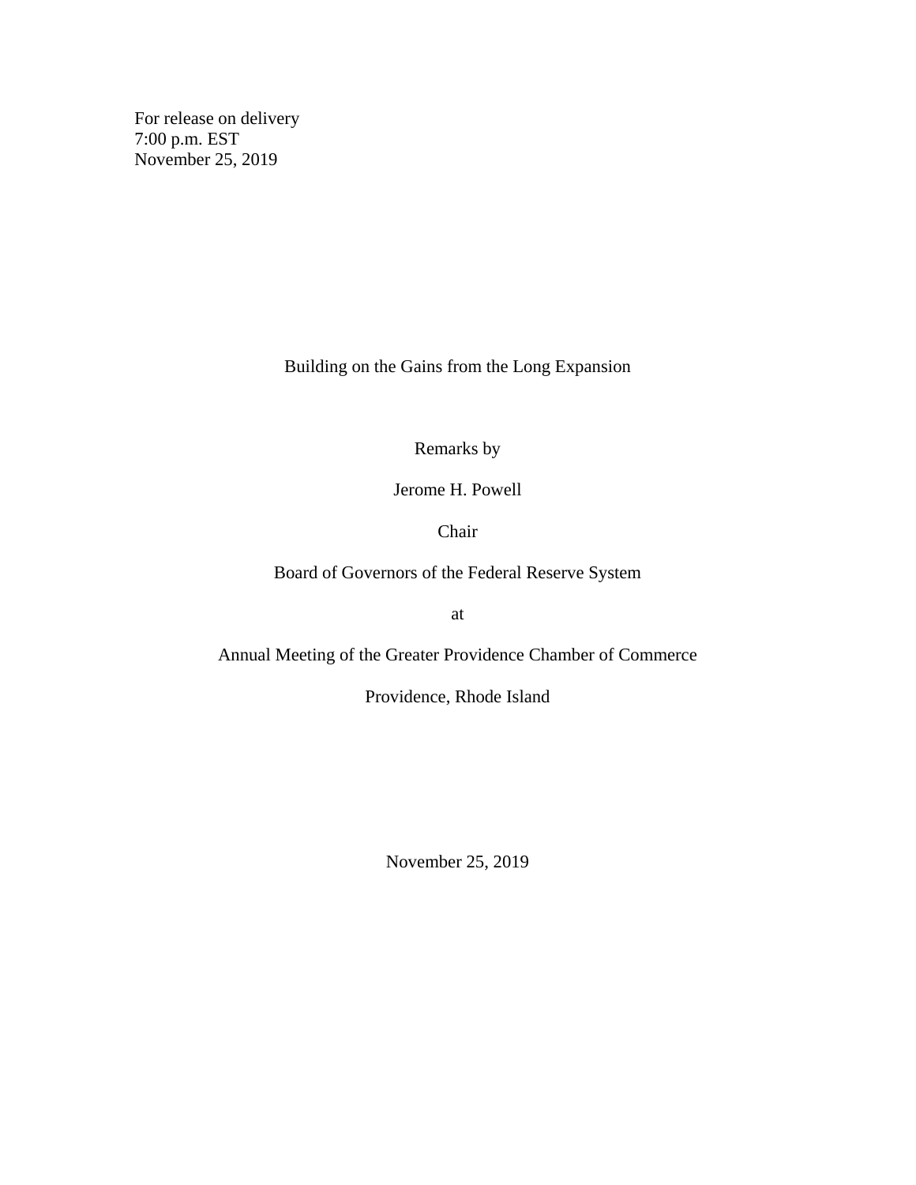For release on delivery
7:00 p.m. EST
November 25, 2019

# Building on the Gains from the Long Expansion

Remarks by

Jerome H. Powell

Chair

Board of Governors of the Federal Reserve System

at

Annual Meeting of the Greater Providence Chamber of Commerce

Providence, Rhode Island

November 25, 2019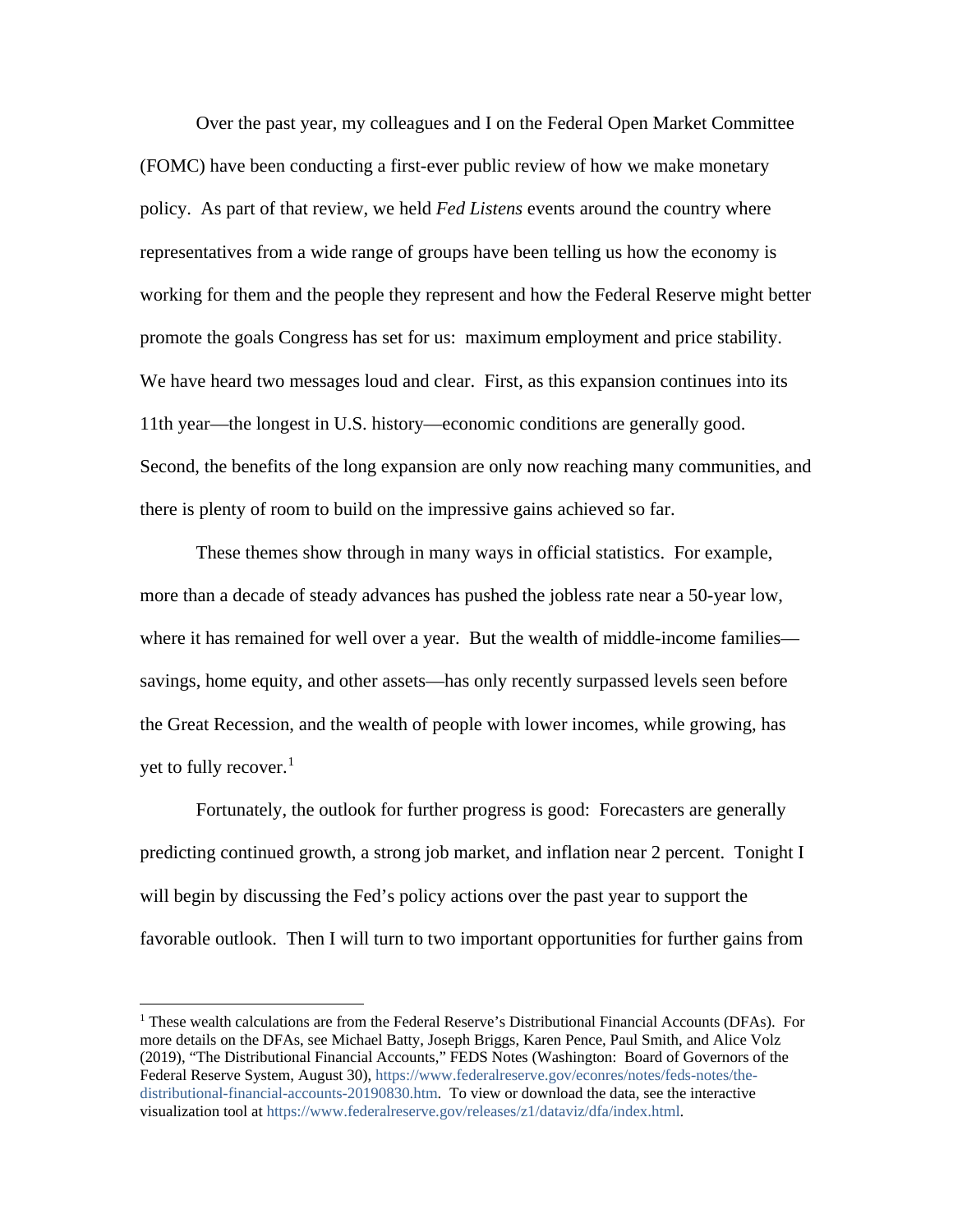Over the past year, my colleagues and I on the Federal Open Market Committee (FOMC) have been conducting a first-ever public review of how we make monetary policy. As part of that review, we held *Fed Listens* events around the country where representatives from a wide range of groups have been telling us how the economy is working for them and the people they represent and how the Federal Reserve might better promote the goals Congress has set for us: maximum employment and price stability. We have heard two messages loud and clear. First, as this expansion continues into its 11th year—the longest in U.S. history—economic conditions are generally good. Second, the benefits of the long expansion are only now reaching many communities, and there is plenty of room to build on the impressive gains achieved so far.

These themes show through in many ways in official statistics. For example, more than a decade of steady advances has pushed the jobless rate near a 50-year low, where it has remained for well over a year. But the wealth of middle-income families—savings, home equity, and other assets—has only recently surpassed levels seen before the Great Recession, and the wealth of people with lower incomes, while growing, has yet to fully recover.[1]

Fortunately, the outlook for further progress is good: Forecasters are generally predicting continued growth, a strong job market, and inflation near 2 percent. Tonight I will begin by discussing the Fed's policy actions over the past year to support the favorable outlook. Then I will turn to two important opportunities for further gains from

---

[1] These wealth calculations are from the Federal Reserve's Distributional Financial Accounts (DFAs). For more details on the DFAs, see Michael Batty, Joseph Briggs, Karen Pence, Paul Smith, and Alice Volz (2019), "The Distributional Financial Accounts," FEDS Notes (Washington: Board of Governors of the Federal Reserve System, August 30), https://www.federalreserve.gov/econres/notes/feds-notes/the-distributional-financial-accounts-20190830.htm. To view or download the data, see the interactive visualization tool at https://www.federalreserve.gov/releases/z1/dataviz/dfa/index.html.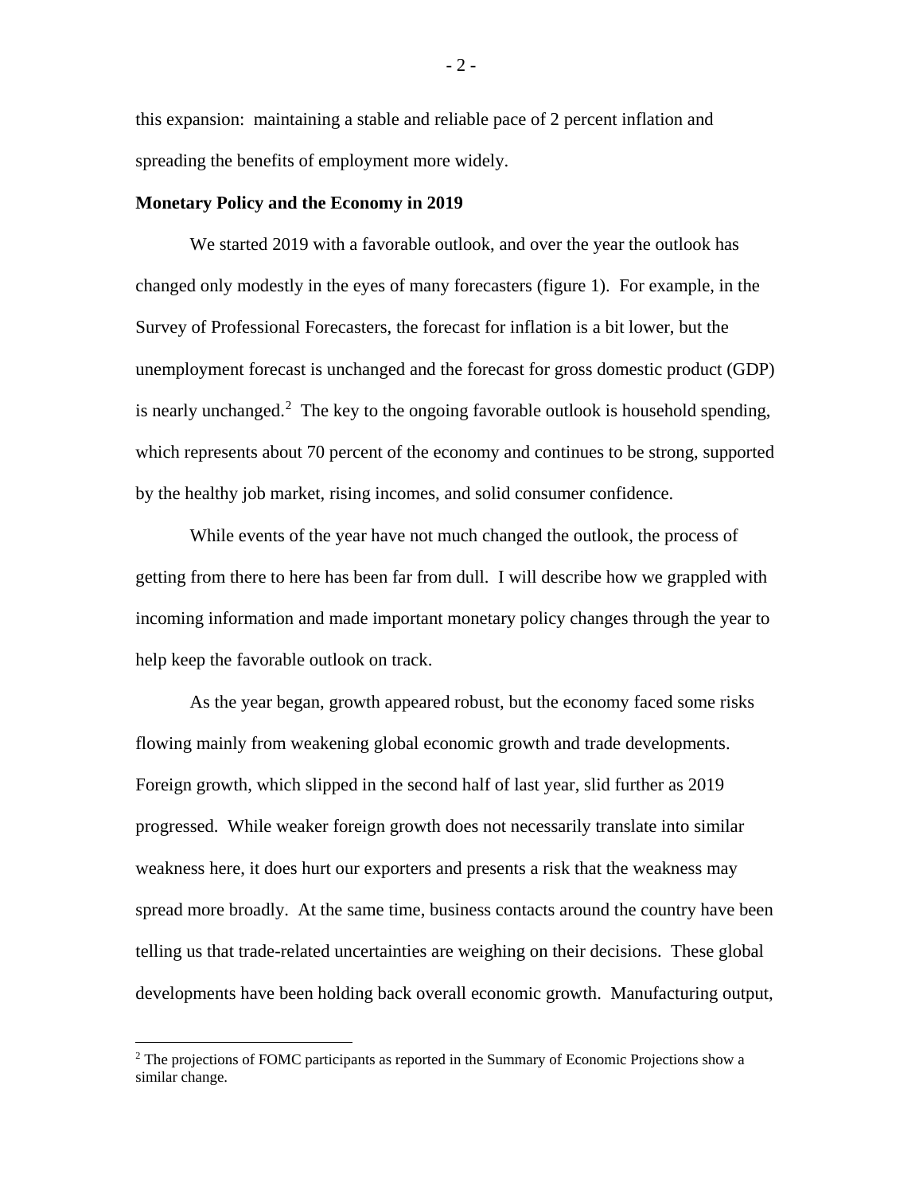this expansion: maintaining a stable and reliable pace of 2 percent inflation and spreading the benefits of employment more widely.

**Monetary Policy and the Economy in 2019**

We started 2019 with a favorable outlook, and over the year the outlook has changed only modestly in the eyes of many forecasters (figure 1). For example, in the Survey of Professional Forecasters, the forecast for inflation is a bit lower, but the unemployment forecast is unchanged and the forecast for gross domestic product (GDP) is nearly unchanged.[2] The key to the ongoing favorable outlook is household spending, which represents about 70 percent of the economy and continues to be strong, supported by the healthy job market, rising incomes, and solid consumer confidence.

While events of the year have not much changed the outlook, the process of getting from there to here has been far from dull. I will describe how we grappled with incoming information and made important monetary policy changes through the year to help keep the favorable outlook on track.

As the year began, growth appeared robust, but the economy faced some risks flowing mainly from weakening global economic growth and trade developments. Foreign growth, which slipped in the second half of last year, slid further as 2019 progressed. While weaker foreign growth does not necessarily translate into similar weakness here, it does hurt our exporters and presents a risk that the weakness may spread more broadly. At the same time, business contacts around the country have been telling us that trade-related uncertainties are weighing on their decisions. These global developments have been holding back overall economic growth. Manufacturing output,

[2] The projections of FOMC participants as reported in the Summary of Economic Projections show a similar change.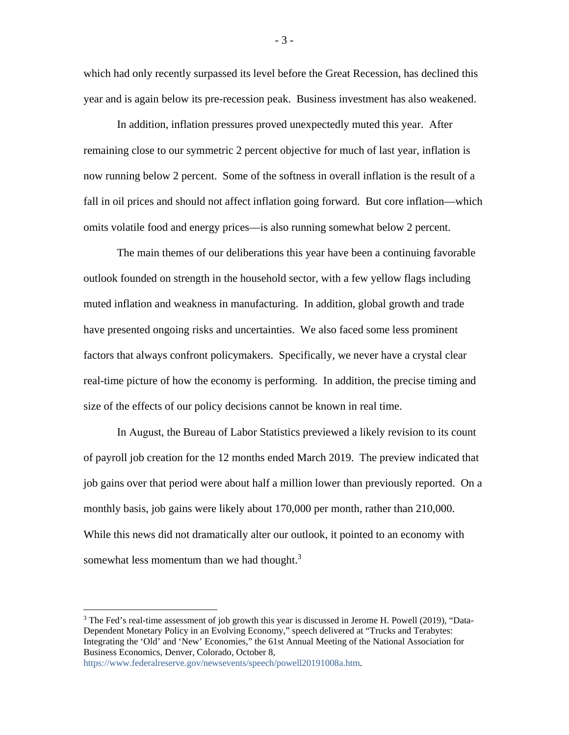which had only recently surpassed its level before the Great Recession, has declined this year and is again below its pre-recession peak. Business investment has also weakened.

In addition, inflation pressures proved unexpectedly muted this year. After remaining close to our symmetric 2 percent objective for much of last year, inflation is now running below 2 percent. Some of the softness in overall inflation is the result of a fall in oil prices and should not affect inflation going forward. But core inflation—which omits volatile food and energy prices—is also running somewhat below 2 percent.

The main themes of our deliberations this year have been a continuing favorable outlook founded on strength in the household sector, with a few yellow flags including muted inflation and weakness in manufacturing. In addition, global growth and trade have presented ongoing risks and uncertainties. We also faced some less prominent factors that always confront policymakers. Specifically, we never have a crystal clear real-time picture of how the economy is performing. In addition, the precise timing and size of the effects of our policy decisions cannot be known in real time.

In August, the Bureau of Labor Statistics previewed a likely revision to its count of payroll job creation for the 12 months ended March 2019. The preview indicated that job gains over that period were about half a million lower than previously reported. On a monthly basis, job gains were likely about 170,000 per month, rather than 210,000. While this news did not dramatically alter our outlook, it pointed to an economy with somewhat less momentum than we had thought.[3]

---

[3] The Fed's real-time assessment of job growth this year is discussed in Jerome H. Powell (2019), "Data-Dependent Monetary Policy in an Evolving Economy," speech delivered at "Trucks and Terabytes: Integrating the 'Old' and 'New' Economies," the 61st Annual Meeting of the National Association for Business Economics, Denver, Colorado, October 8, https://www.federalreserve.gov/newsevents/speech/powell20191008a.htm.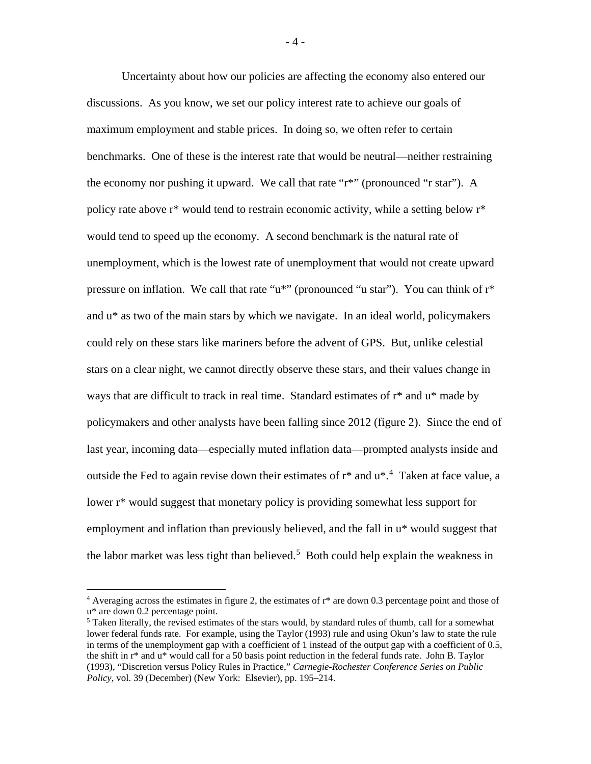Uncertainty about how our policies are affecting the economy also entered our discussions. As you know, we set our policy interest rate to achieve our goals of maximum employment and stable prices. In doing so, we often refer to certain benchmarks. One of these is the interest rate that would be neutral—neither restraining the economy nor pushing it upward. We call that rate "r*" (pronounced "r star"). A policy rate above r* would tend to restrain economic activity, while a setting below r* would tend to speed up the economy. A second benchmark is the natural rate of unemployment, which is the lowest rate of unemployment that would not create upward pressure on inflation. We call that rate "u*" (pronounced "u star"). You can think of r* and u* as two of the main stars by which we navigate. In an ideal world, policymakers could rely on these stars like mariners before the advent of GPS. But, unlike celestial stars on a clear night, we cannot directly observe these stars, and their values change in ways that are difficult to track in real time. Standard estimates of r* and u* made by policymakers and other analysts have been falling since 2012 (figure 2). Since the end of last year, incoming data—especially muted inflation data—prompted analysts inside and outside the Fed to again revise down their estimates of r* and u*.[4] Taken at face value, a lower r* would suggest that monetary policy is providing somewhat less support for employment and inflation than previously believed, and the fall in u* would suggest that the labor market was less tight than believed.[5] Both could help explain the weakness in

---

[4] Averaging across the estimates in figure 2, the estimates of r* are down 0.3 percentage point and those of u* are down 0.2 percentage point.

[5] Taken literally, the revised estimates of the stars would, by standard rules of thumb, call for a somewhat lower federal funds rate. For example, using the Taylor (1993) rule and using Okun's law to state the rule in terms of the unemployment gap with a coefficient of 1 instead of the output gap with a coefficient of 0.5, the shift in r* and u* would call for a 50 basis point reduction in the federal funds rate. John B. Taylor (1993), "Discretion versus Policy Rules in Practice," *Carnegie-Rochester Conference Series on Public Policy*, vol. 39 (December) (New York: Elsevier), pp. 195–214.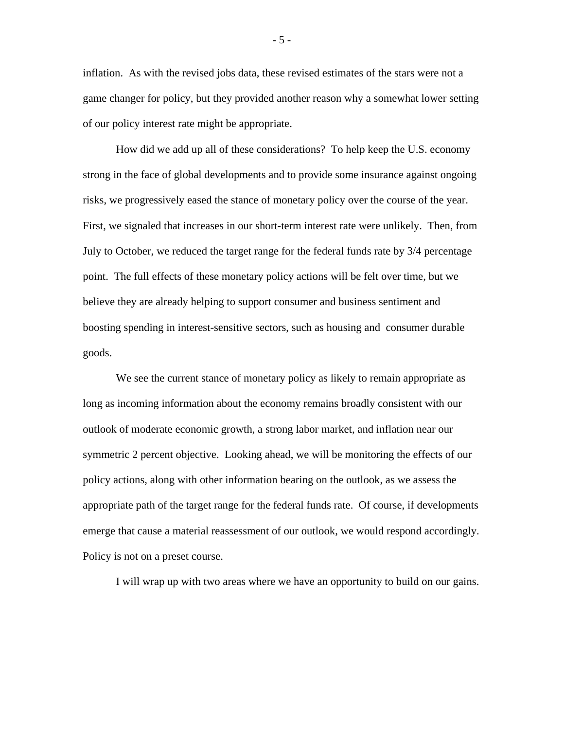inflation. As with the revised jobs data, these revised estimates of the stars were not a game changer for policy, but they provided another reason why a somewhat lower setting of our policy interest rate might be appropriate.

How did we add up all of these considerations? To help keep the U.S. economy strong in the face of global developments and to provide some insurance against ongoing risks, we progressively eased the stance of monetary policy over the course of the year. First, we signaled that increases in our short-term interest rate were unlikely. Then, from July to October, we reduced the target range for the federal funds rate by 3/4 percentage point. The full effects of these monetary policy actions will be felt over time, but we believe they are already helping to support consumer and business sentiment and boosting spending in interest-sensitive sectors, such as housing and consumer durable goods.

We see the current stance of monetary policy as likely to remain appropriate as long as incoming information about the economy remains broadly consistent with our outlook of moderate economic growth, a strong labor market, and inflation near our symmetric 2 percent objective. Looking ahead, we will be monitoring the effects of our policy actions, along with other information bearing on the outlook, as we assess the appropriate path of the target range for the federal funds rate. Of course, if developments emerge that cause a material reassessment of our outlook, we would respond accordingly. Policy is not on a preset course.

I will wrap up with two areas where we have an opportunity to build on our gains.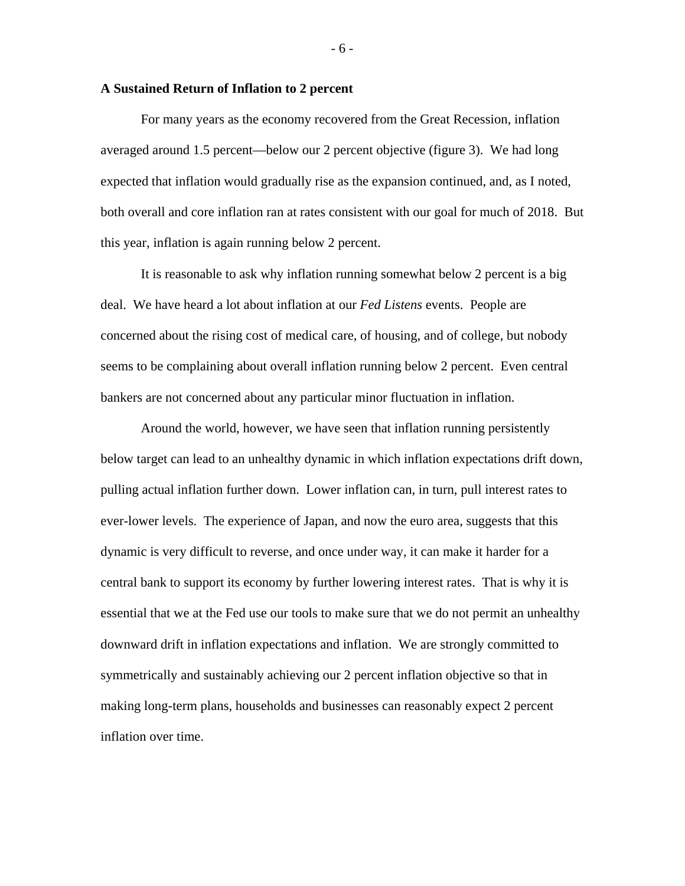### A Sustained Return of Inflation to 2 percent

For many years as the economy recovered from the Great Recession, inflation averaged around 1.5 percent—below our 2 percent objective (figure 3). We had long expected that inflation would gradually rise as the expansion continued, and, as I noted, both overall and core inflation ran at rates consistent with our goal for much of 2018. But this year, inflation is again running below 2 percent.

It is reasonable to ask why inflation running somewhat below 2 percent is a big deal. We have heard a lot about inflation at our *Fed Listens* events. People are concerned about the rising cost of medical care, of housing, and of college, but nobody seems to be complaining about overall inflation running below 2 percent. Even central bankers are not concerned about any particular minor fluctuation in inflation.

Around the world, however, we have seen that inflation running persistently below target can lead to an unhealthy dynamic in which inflation expectations drift down, pulling actual inflation further down. Lower inflation can, in turn, pull interest rates to ever-lower levels. The experience of Japan, and now the euro area, suggests that this dynamic is very difficult to reverse, and once under way, it can make it harder for a central bank to support its economy by further lowering interest rates. That is why it is essential that we at the Fed use our tools to make sure that we do not permit an unhealthy downward drift in inflation expectations and inflation. We are strongly committed to symmetrically and sustainably achieving our 2 percent inflation objective so that in making long-term plans, households and businesses can reasonably expect 2 percent inflation over time.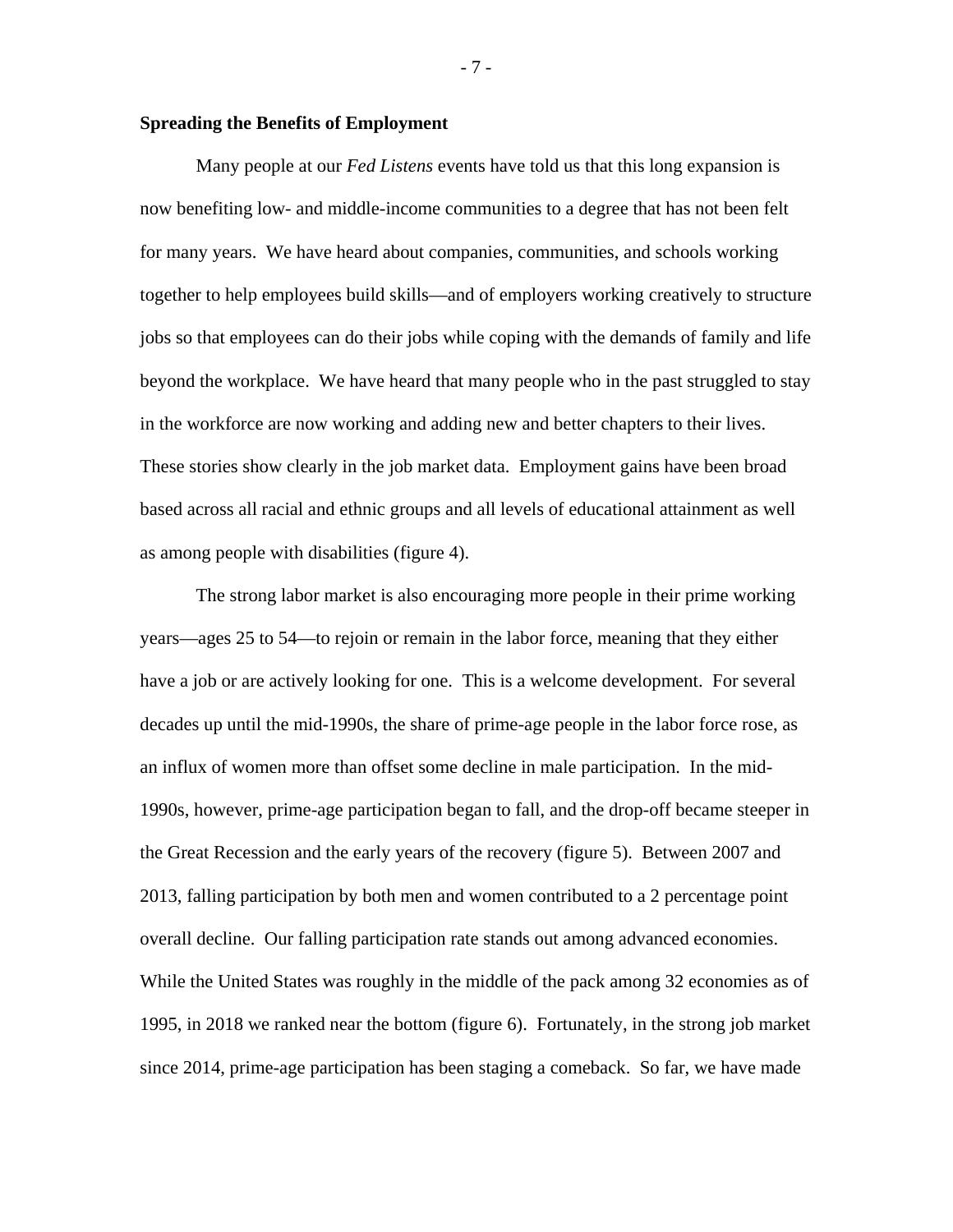**Spreading the Benefits of Employment**

Many people at our *Fed Listens* events have told us that this long expansion is now benefiting low- and middle-income communities to a degree that has not been felt for many years. We have heard about companies, communities, and schools working together to help employees build skills—and of employers working creatively to structure jobs so that employees can do their jobs while coping with the demands of family and life beyond the workplace. We have heard that many people who in the past struggled to stay in the workforce are now working and adding new and better chapters to their lives. These stories show clearly in the job market data. Employment gains have been broad based across all racial and ethnic groups and all levels of educational attainment as well as among people with disabilities (figure 4).

The strong labor market is also encouraging more people in their prime working years—ages 25 to 54—to rejoin or remain in the labor force, meaning that they either have a job or are actively looking for one. This is a welcome development. For several decades up until the mid-1990s, the share of prime-age people in the labor force rose, as an influx of women more than offset some decline in male participation. In the mid-1990s, however, prime-age participation began to fall, and the drop-off became steeper in the Great Recession and the early years of the recovery (figure 5). Between 2007 and 2013, falling participation by both men and women contributed to a 2 percentage point overall decline. Our falling participation rate stands out among advanced economies. While the United States was roughly in the middle of the pack among 32 economies as of 1995, in 2018 we ranked near the bottom (figure 6). Fortunately, in the strong job market since 2014, prime-age participation has been staging a comeback. So far, we have made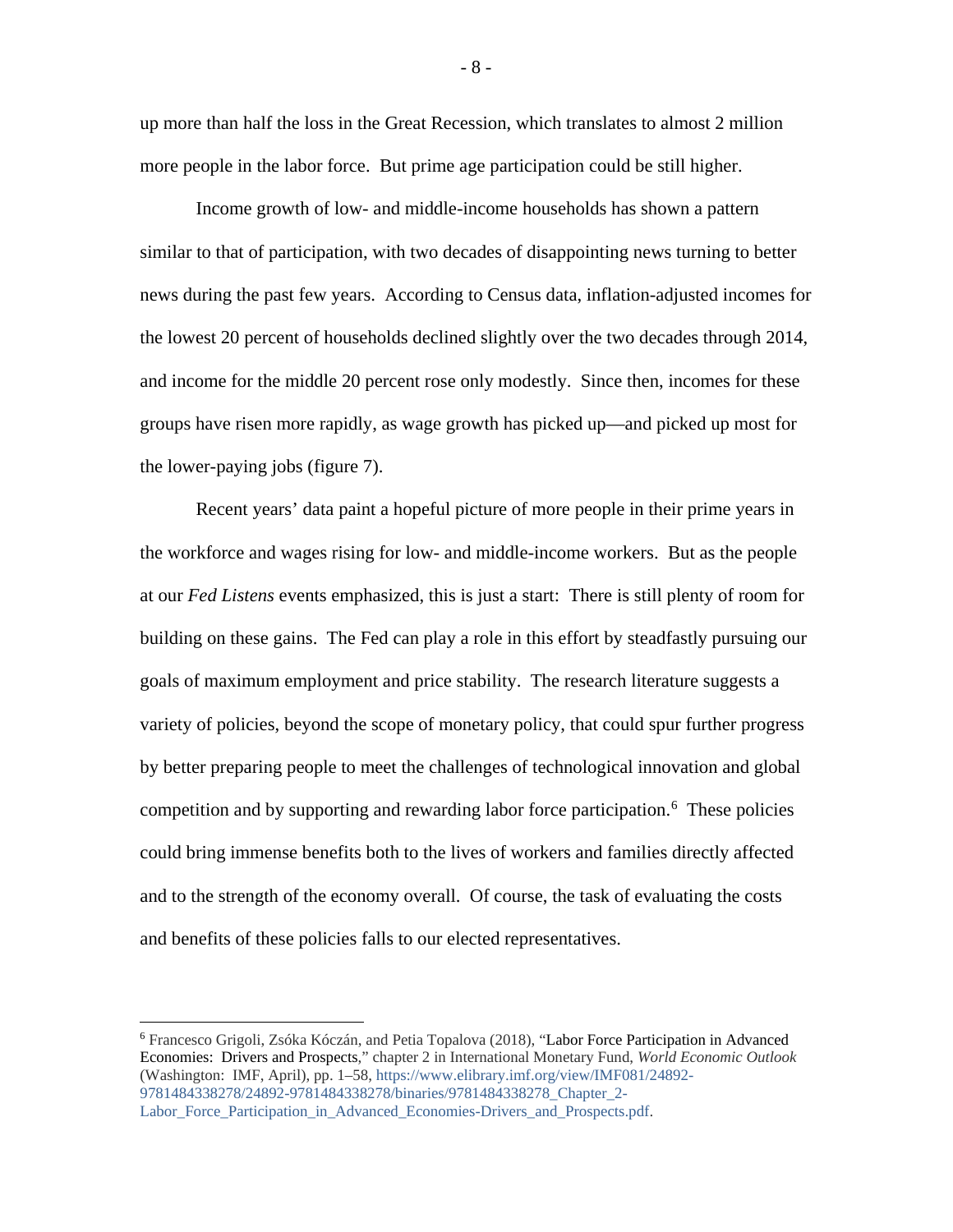up more than half the loss in the Great Recession, which translates to almost 2 million more people in the labor force. But prime age participation could be still higher.

Income growth of low- and middle-income households has shown a pattern similar to that of participation, with two decades of disappointing news turning to better news during the past few years. According to Census data, inflation-adjusted incomes for the lowest 20 percent of households declined slightly over the two decades through 2014, and income for the middle 20 percent rose only modestly. Since then, incomes for these groups have risen more rapidly, as wage growth has picked up—and picked up most for the lower-paying jobs (figure 7).

Recent years' data paint a hopeful picture of more people in their prime years in the workforce and wages rising for low- and middle-income workers. But as the people at our *Fed Listens* events emphasized, this is just a start: There is still plenty of room for building on these gains. The Fed can play a role in this effort by steadfastly pursuing our goals of maximum employment and price stability. The research literature suggests a variety of policies, beyond the scope of monetary policy, that could spur further progress by better preparing people to meet the challenges of technological innovation and global competition and by supporting and rewarding labor force participation.[6] These policies could bring immense benefits both to the lives of workers and families directly affected and to the strength of the economy overall. Of course, the task of evaluating the costs and benefits of these policies falls to our elected representatives.

---

[6] Francesco Grigoli, Zsóka Kóczán, and Petia Topalova (2018), "Labor Force Participation in Advanced Economies: Drivers and Prospects," chapter 2 in International Monetary Fund, *World Economic Outlook* (Washington: IMF, April), pp. 1–58, https://www.elibrary.imf.org/view/IMF081/24892-9781484338278/24892-9781484338278/binaries/9781484338278_Chapter_2-Labor_Force_Participation_in_Advanced_Economies-Drivers_and_Prospects.pdf.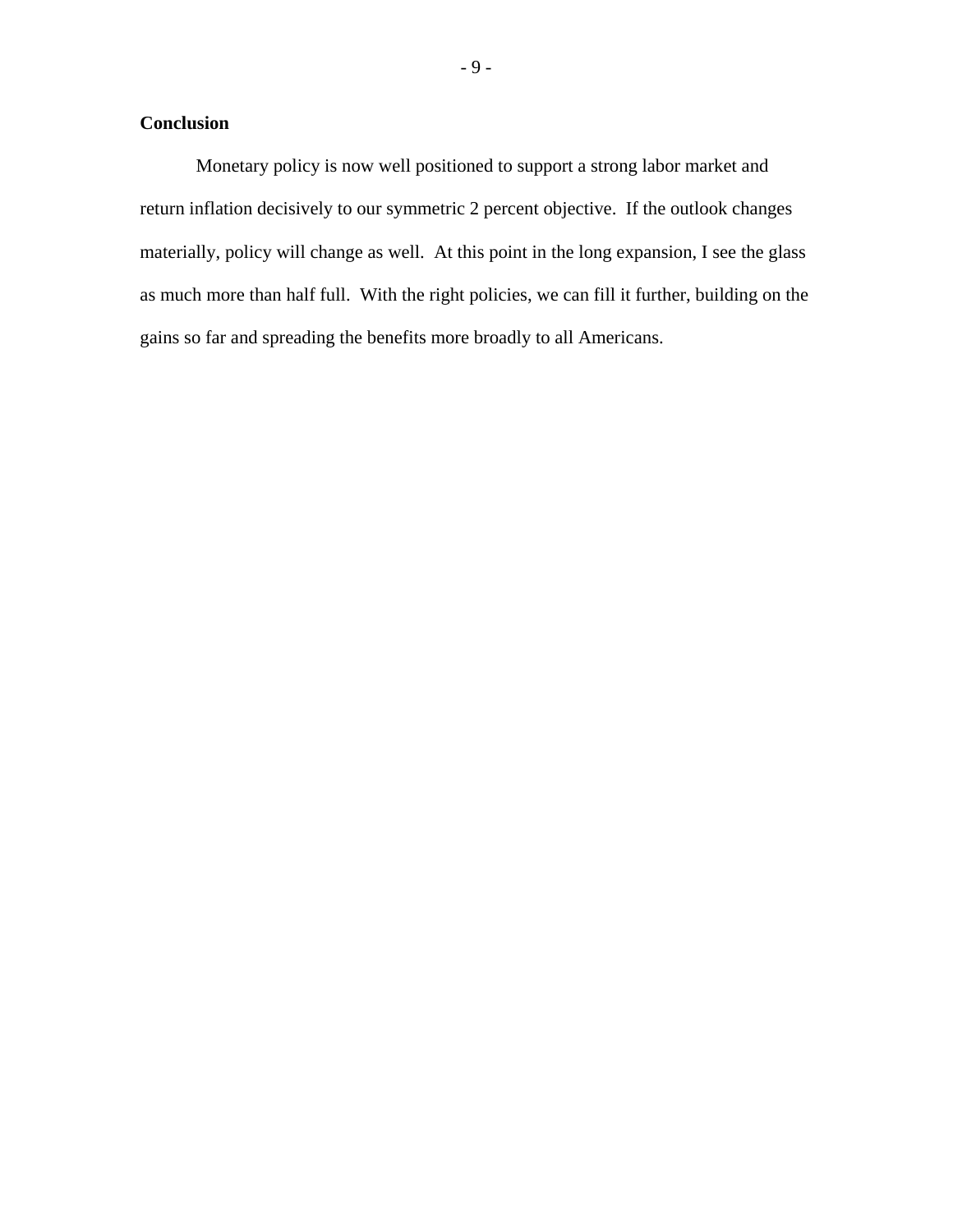## Conclusion

Monetary policy is now well positioned to support a strong labor market and return inflation decisively to our symmetric 2 percent objective. If the outlook changes materially, policy will change as well. At this point in the long expansion, I see the glass as much more than half full. With the right policies, we can fill it further, building on the gains so far and spreading the benefits more broadly to all Americans.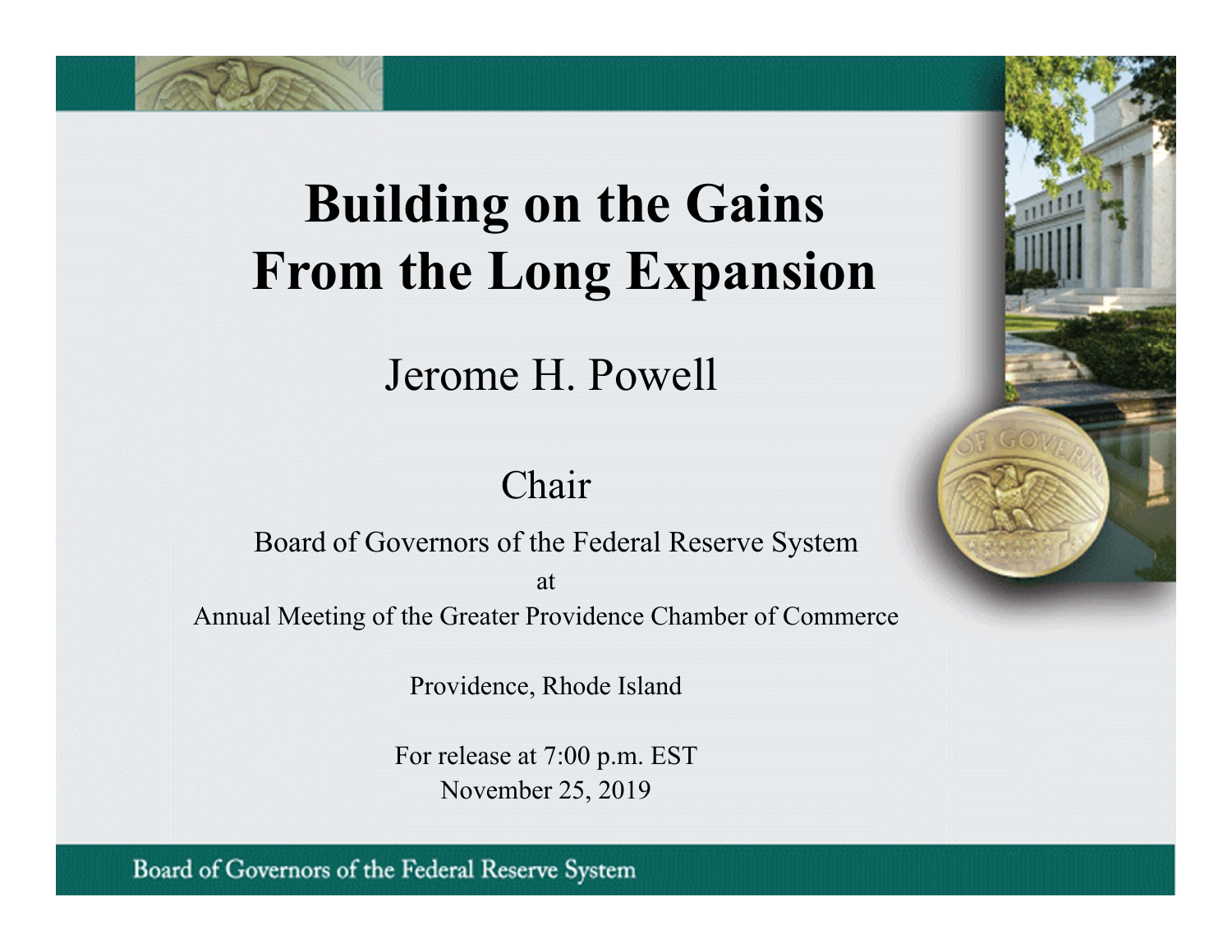# Building on the Gains From the Long Expansion

Jerome H. Powell

Chair

Board of Governors of the Federal Reserve System

at

Annual Meeting of the Greater Providence Chamber of Commerce

Providence, Rhode Island

For release at 7:00 p.m. EST

November 25, 2019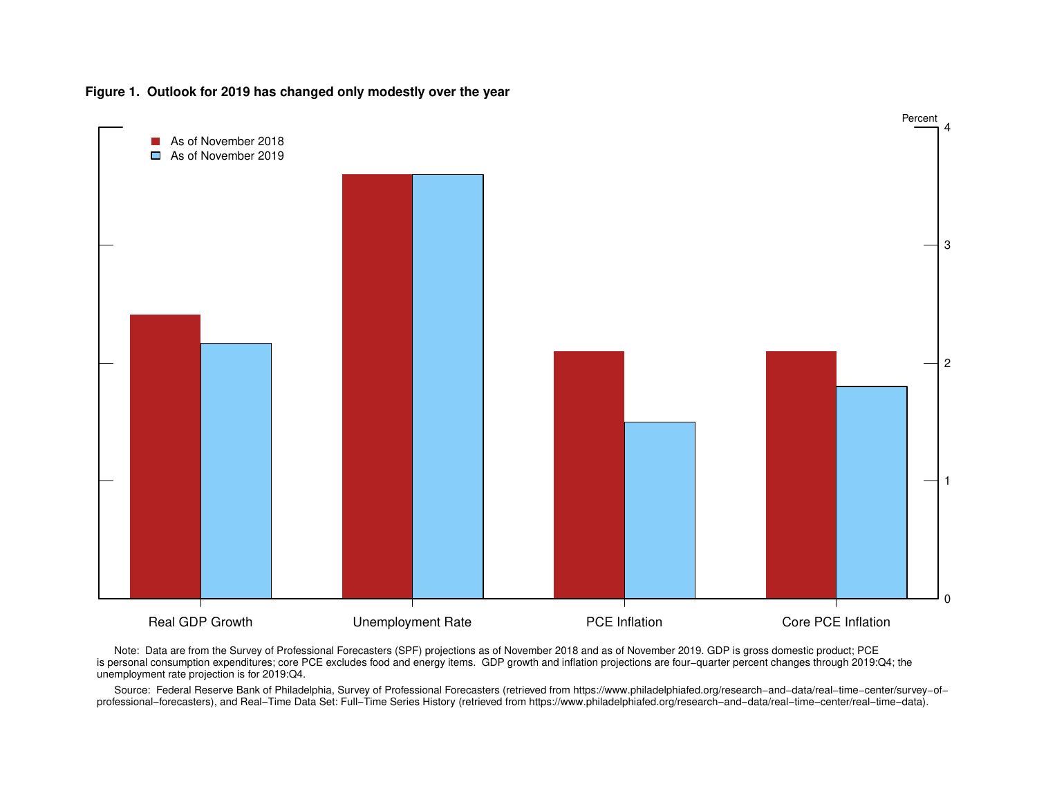**Figure 1. Outlook for 2019 has changed only modestly over the year**

Note: Data are from the Survey of Professional Forecasters (SPF) projections as of November 2018 and as of November 2019. GDP is gross domestic product; PCE is personal consumption expenditures; core PCE excludes food and energy items. GDP growth and inflation projections are four−quarter percent changes through 2019:Q4; the unemployment rate projection is for 2019:Q4.

Source: Federal Reserve Bank of Philadelphia, Survey of Professional Forecasters (retrieved from https://www.philadelphiafed.org/research−and−data/real−time−center/survey−of−professional−forecasters), and Real−Time Data Set: Full−Time Series History (retrieved from https://www.philadelphiafed.org/research−and−data/real−time−center/real−time−data).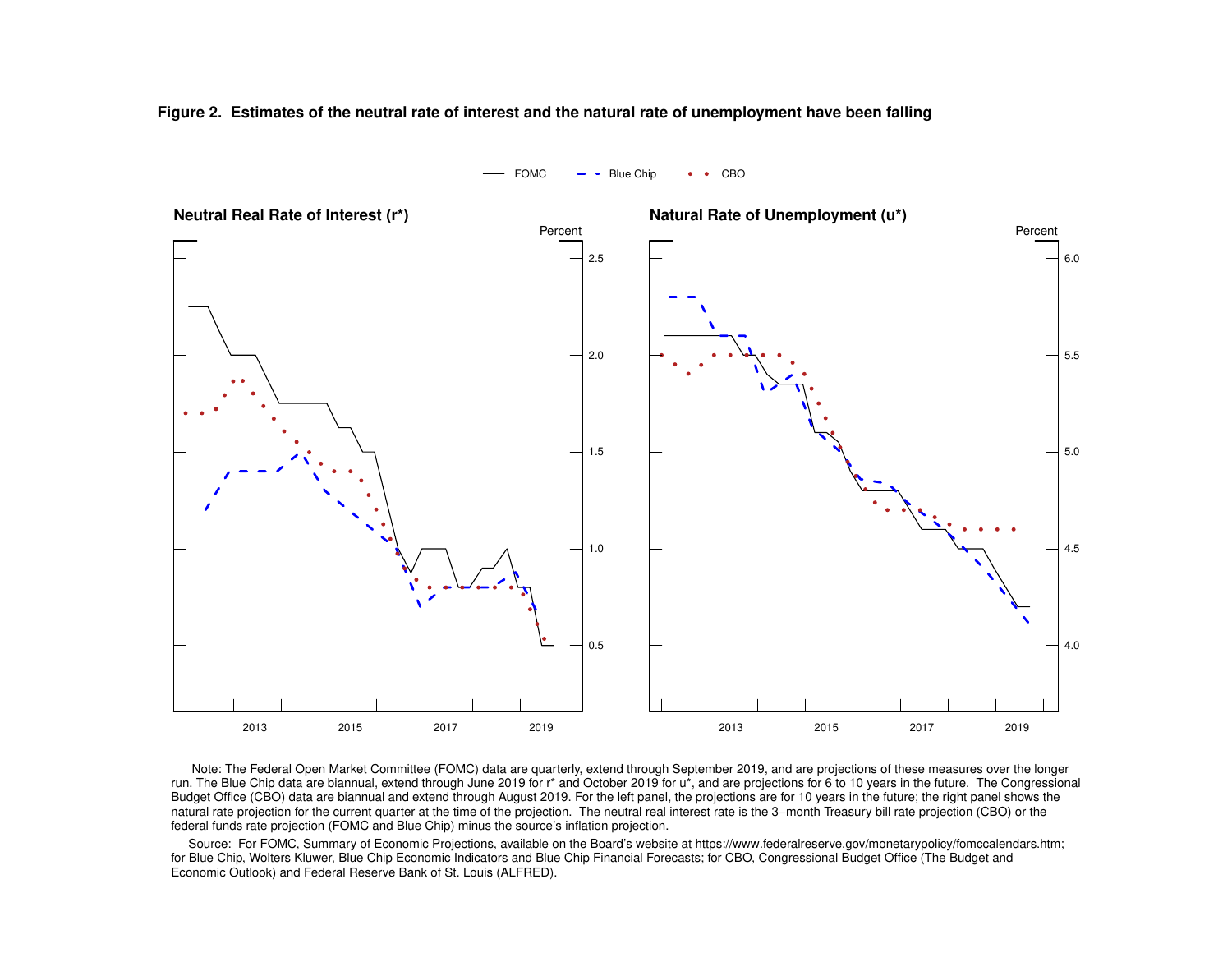**Figure 2. Estimates of the neutral rate of interest and the natural rate of unemployment have been falling**

FOMC — Blue Chip — CBO

**Neutral Real Rate of Interest (r*)** — Percent

**Natural Rate of Unemployment (u*)** — Percent

Note: The Federal Open Market Committee (FOMC) data are quarterly, extend through September 2019, and are projections of these measures over the longer run. The Blue Chip data are biannual, extend through June 2019 for r* and October 2019 for u*, and are projections for 6 to 10 years in the future. The Congressional Budget Office (CBO) data are biannual and extend through August 2019. For the left panel, the projections are for 10 years in the future; the right panel shows the natural rate projection for the current quarter at the time of the projection. The neutral real interest rate is the 3−month Treasury bill rate projection (CBO) or the federal funds rate projection (FOMC and Blue Chip) minus the source's inflation projection.

Source: For FOMC, Summary of Economic Projections, available on the Board's website at https://www.federalreserve.gov/monetarypolicy/fomccalendars.htm; for Blue Chip, Wolters Kluwer, Blue Chip Economic Indicators and Blue Chip Financial Forecasts; for CBO, Congressional Budget Office (The Budget and Economic Outlook) and Federal Reserve Bank of St. Louis (ALFRED).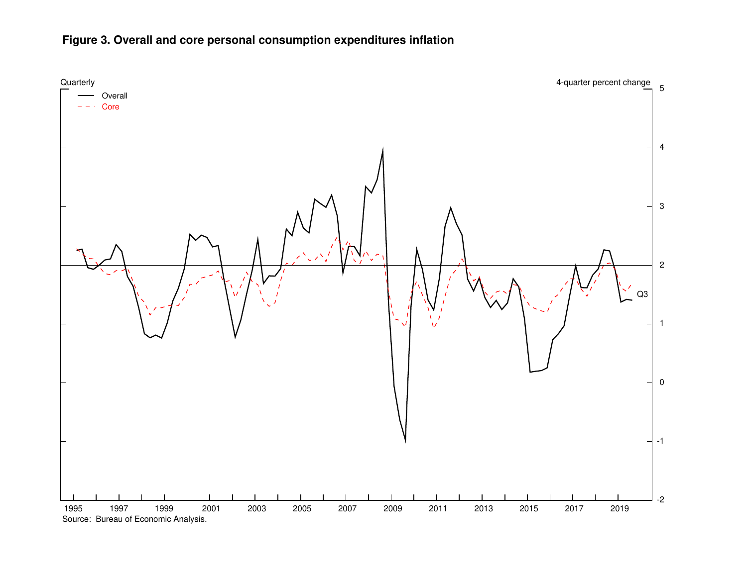# Figure 3. Overall and core personal consumption expenditures inflation

Quarterly

4-quarter percent change

Overall

Core

Q3

Source: Bureau of Economic Analysis.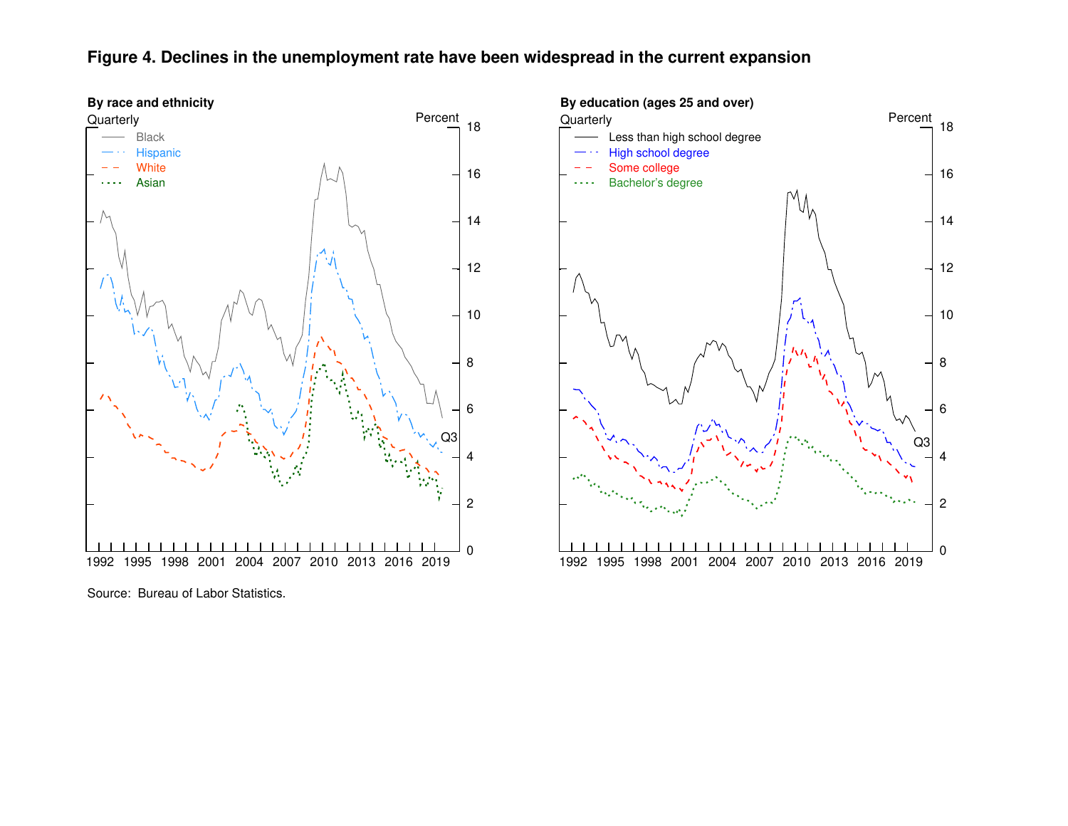**Figure 4. Declines in the unemployment rate have been widespread in the current expansion**

**By race and ethnicity**

Quarterly

Percent

Black

Hispanic

White

Asian

Q3

**By education (ages 25 and over)**

Quarterly

Percent

Less than high school degree

High school degree

Some college

Bachelor's degree

Q3

Source: Bureau of Labor Statistics.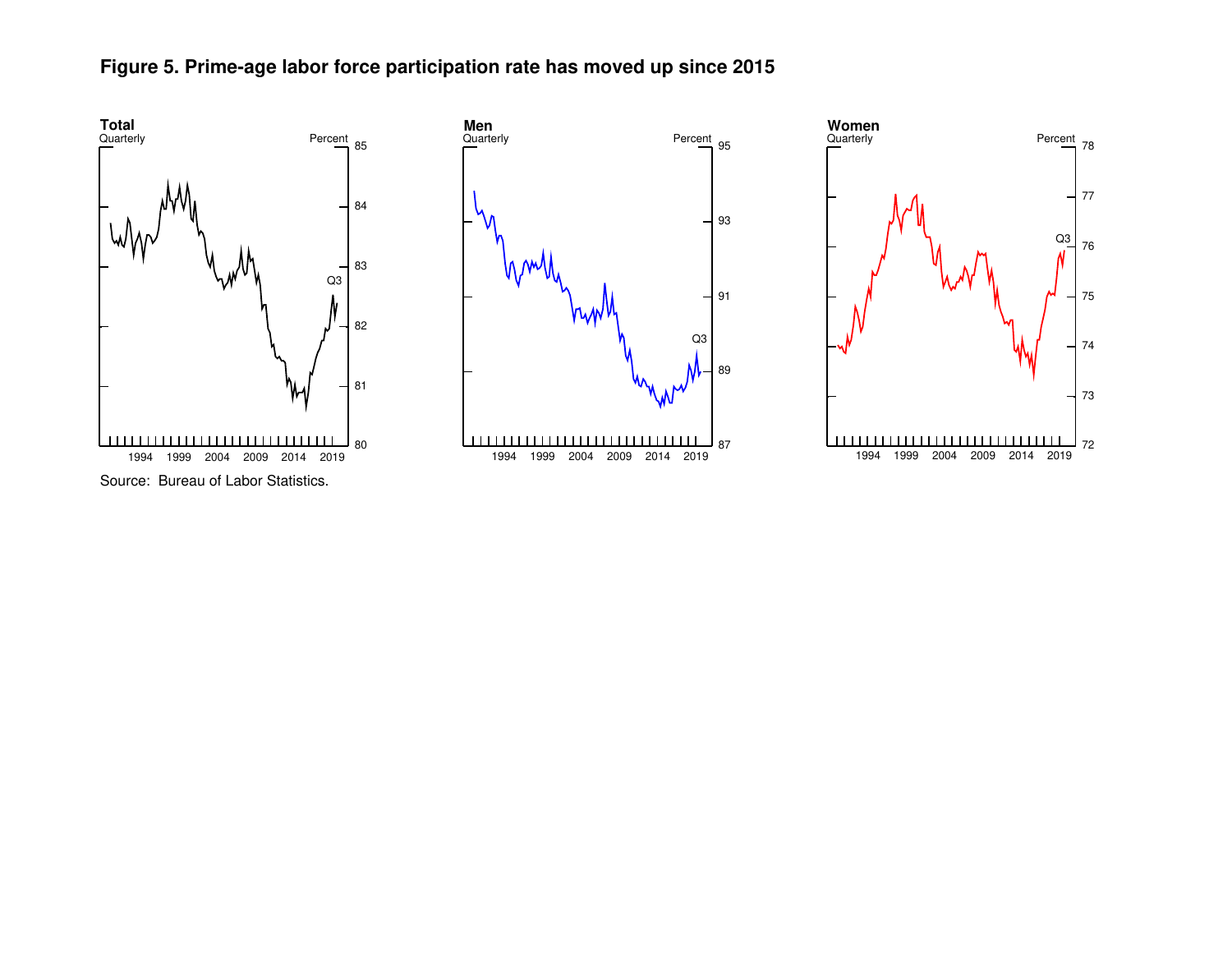**Figure 5. Prime-age labor force participation rate has moved up since 2015**

**Total**
Quarterly

Percent

85
84
83
82
81
80

Q3

1994 1999 2004 2009 2014 2019

**Men**
Quarterly

Percent

95
93
91
89
87

Q3

1994 1999 2004 2009 2014 2019

**Women**
Quarterly

Percent

78
77
76
75
74
73
72

Q3

1994 1999 2004 2009 2014 2019

Source: Bureau of Labor Statistics.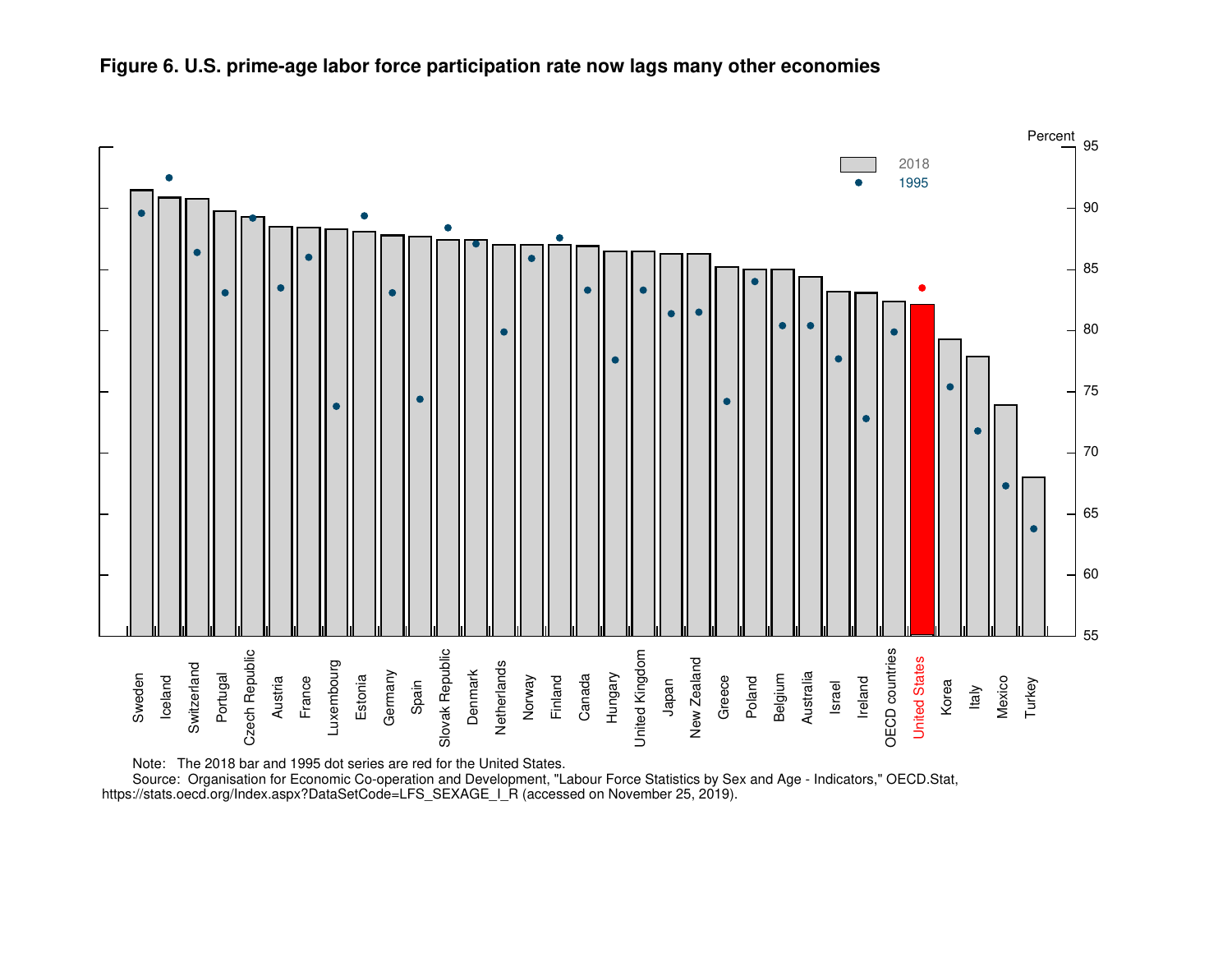**Figure 6. U.S. prime-age labor force participation rate now lags many other economies**

Note: The 2018 bar and 1995 dot series are red for the United States.

Source: Organisation for Economic Co-operation and Development, "Labour Force Statistics by Sex and Age - Indicators," OECD.Stat, https://stats.oecd.org/Index.aspx?DataSetCode=LFS_SEXAGE_I_R (accessed on November 25, 2019).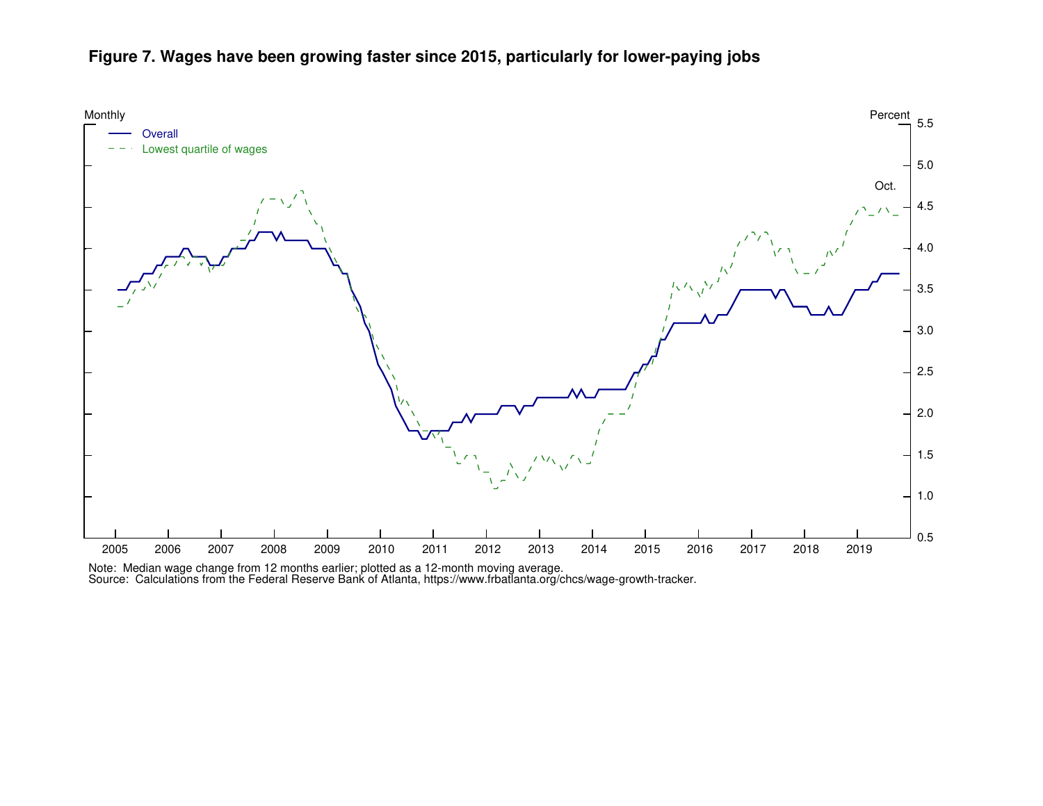**Figure 7. Wages have been growing faster since 2015, particularly for lower-paying jobs**

Monthly

Percent

Overall

Lowest quartile of wages

Oct.

5.5
5.0
4.5
4.0
3.5
3.0
2.5
2.0
1.5
1.0
0.5

2005 2006 2007 2008 2009 2010 2011 2012 2013 2014 2015 2016 2017 2018 2019

Note: Median wage change from 12 months earlier; plotted as a 12-month moving average.
Source: Calculations from the Federal Reserve Bank of Atlanta, https://www.frbatlanta.org/chcs/wage-growth-tracker.